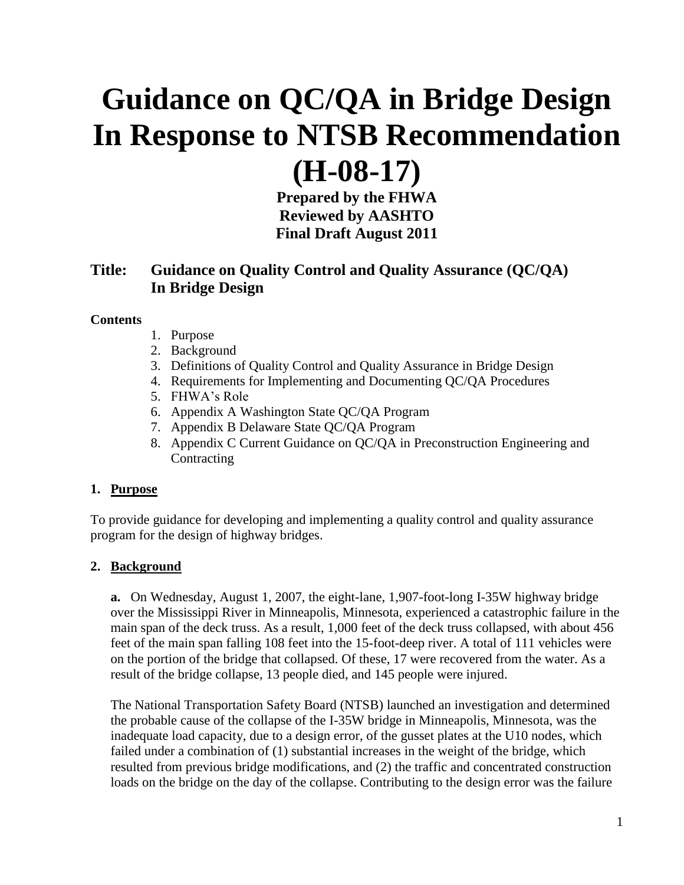# Guidance on QC/QA in Bridge Design In Response to NTSB Recommendation (H-08-17)

**Prepared by the FHWA**
**Reviewed by AASHTO**
**Final Draft August 2011**

## Title: Guidance on Quality Control and Quality Assurance (QC/QA) In Bridge Design

**Contents**

1. Purpose
2. Background
3. Definitions of Quality Control and Quality Assurance in Bridge Design
4. Requirements for Implementing and Documenting QC/QA Procedures
5. FHWA's Role
6. Appendix A Washington State QC/QA Program
7. Appendix B Delaware State QC/QA Program
8. Appendix C Current Guidance on QC/QA in Preconstruction Engineering and Contracting

### 1. Purpose

To provide guidance for developing and implementing a quality control and quality assurance program for the design of highway bridges.

### 2. Background

**a.** On Wednesday, August 1, 2007, the eight-lane, 1,907-foot-long I-35W highway bridge over the Mississippi River in Minneapolis, Minnesota, experienced a catastrophic failure in the main span of the deck truss. As a result, 1,000 feet of the deck truss collapsed, with about 456 feet of the main span falling 108 feet into the 15-foot-deep river. A total of 111 vehicles were on the portion of the bridge that collapsed. Of these, 17 were recovered from the water. As a result of the bridge collapse, 13 people died, and 145 people were injured.

The National Transportation Safety Board (NTSB) launched an investigation and determined the probable cause of the collapse of the I-35W bridge in Minneapolis, Minnesota, was the inadequate load capacity, due to a design error, of the gusset plates at the U10 nodes, which failed under a combination of (1) substantial increases in the weight of the bridge, which resulted from previous bridge modifications, and (2) the traffic and concentrated construction loads on the bridge on the day of the collapse. Contributing to the design error was the failure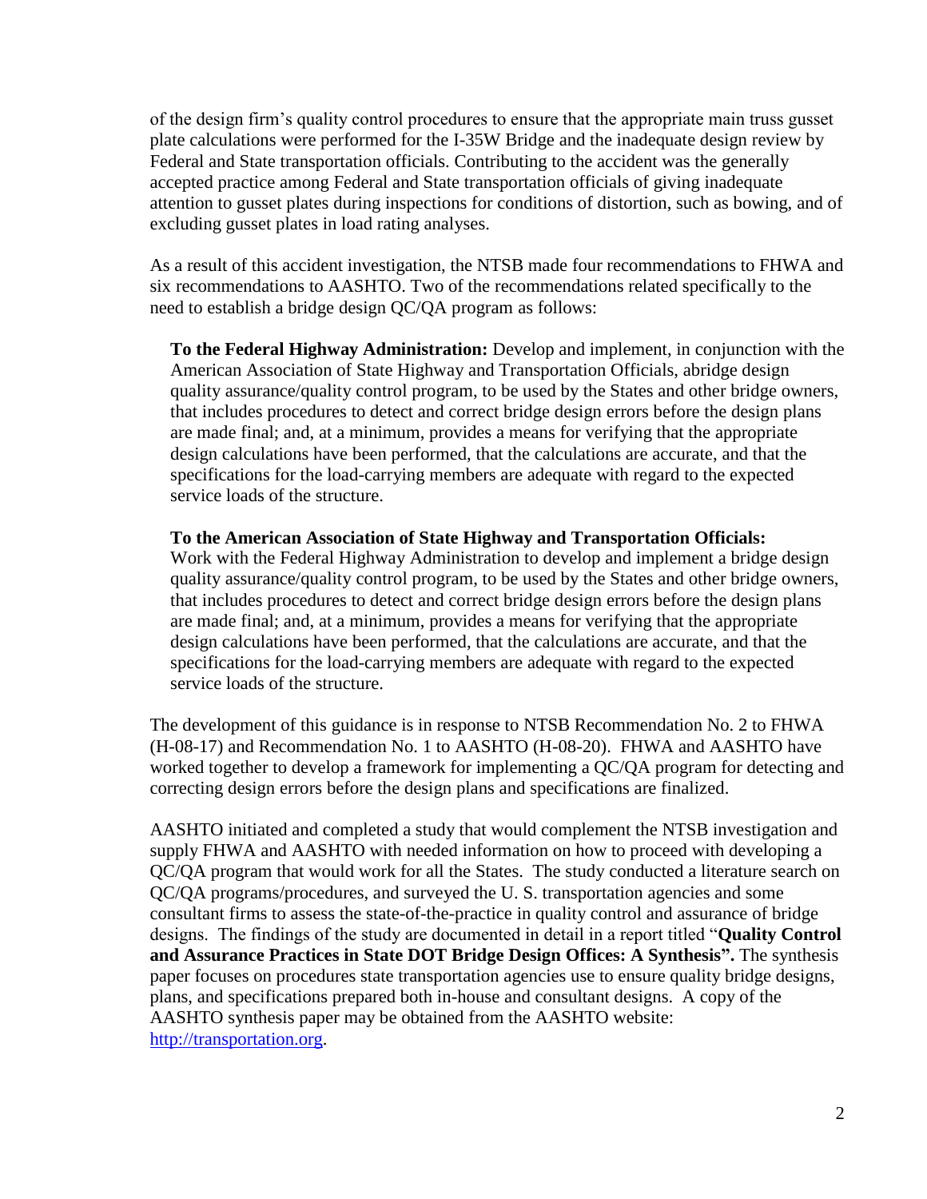of the design firm's quality control procedures to ensure that the appropriate main truss gusset plate calculations were performed for the I-35W Bridge and the inadequate design review by Federal and State transportation officials. Contributing to the accident was the generally accepted practice among Federal and State transportation officials of giving inadequate attention to gusset plates during inspections for conditions of distortion, such as bowing, and of excluding gusset plates in load rating analyses.

As a result of this accident investigation, the NTSB made four recommendations to FHWA and six recommendations to AASHTO. Two of the recommendations related specifically to the need to establish a bridge design QC/QA program as follows:

> **To the Federal Highway Administration:** Develop and implement, in conjunction with the American Association of State Highway and Transportation Officials, abridge design quality assurance/quality control program, to be used by the States and other bridge owners, that includes procedures to detect and correct bridge design errors before the design plans are made final; and, at a minimum, provides a means for verifying that the appropriate design calculations have been performed, that the calculations are accurate, and that the specifications for the load-carrying members are adequate with regard to the expected service loads of the structure.
>
> **To the American Association of State Highway and Transportation Officials:** Work with the Federal Highway Administration to develop and implement a bridge design quality assurance/quality control program, to be used by the States and other bridge owners, that includes procedures to detect and correct bridge design errors before the design plans are made final; and, at a minimum, provides a means for verifying that the appropriate design calculations have been performed, that the calculations are accurate, and that the specifications for the load-carrying members are adequate with regard to the expected service loads of the structure.

The development of this guidance is in response to NTSB Recommendation No. 2 to FHWA (H-08-17) and Recommendation No. 1 to AASHTO (H-08-20). FHWA and AASHTO have worked together to develop a framework for implementing a QC/QA program for detecting and correcting design errors before the design plans and specifications are finalized.

AASHTO initiated and completed a study that would complement the NTSB investigation and supply FHWA and AASHTO with needed information on how to proceed with developing a QC/QA program that would work for all the States. The study conducted a literature search on QC/QA programs/procedures, and surveyed the U. S. transportation agencies and some consultant firms to assess the state-of-the-practice in quality control and assurance of bridge designs. The findings of the study are documented in detail in a report titled "**Quality Control and Assurance Practices in State DOT Bridge Design Offices: A Synthesis".** The synthesis paper focuses on procedures state transportation agencies use to ensure quality bridge designs, plans, and specifications prepared both in-house and consultant designs. A copy of the AASHTO synthesis paper may be obtained from the AASHTO website: [http://transportation.org](http://transportation.org).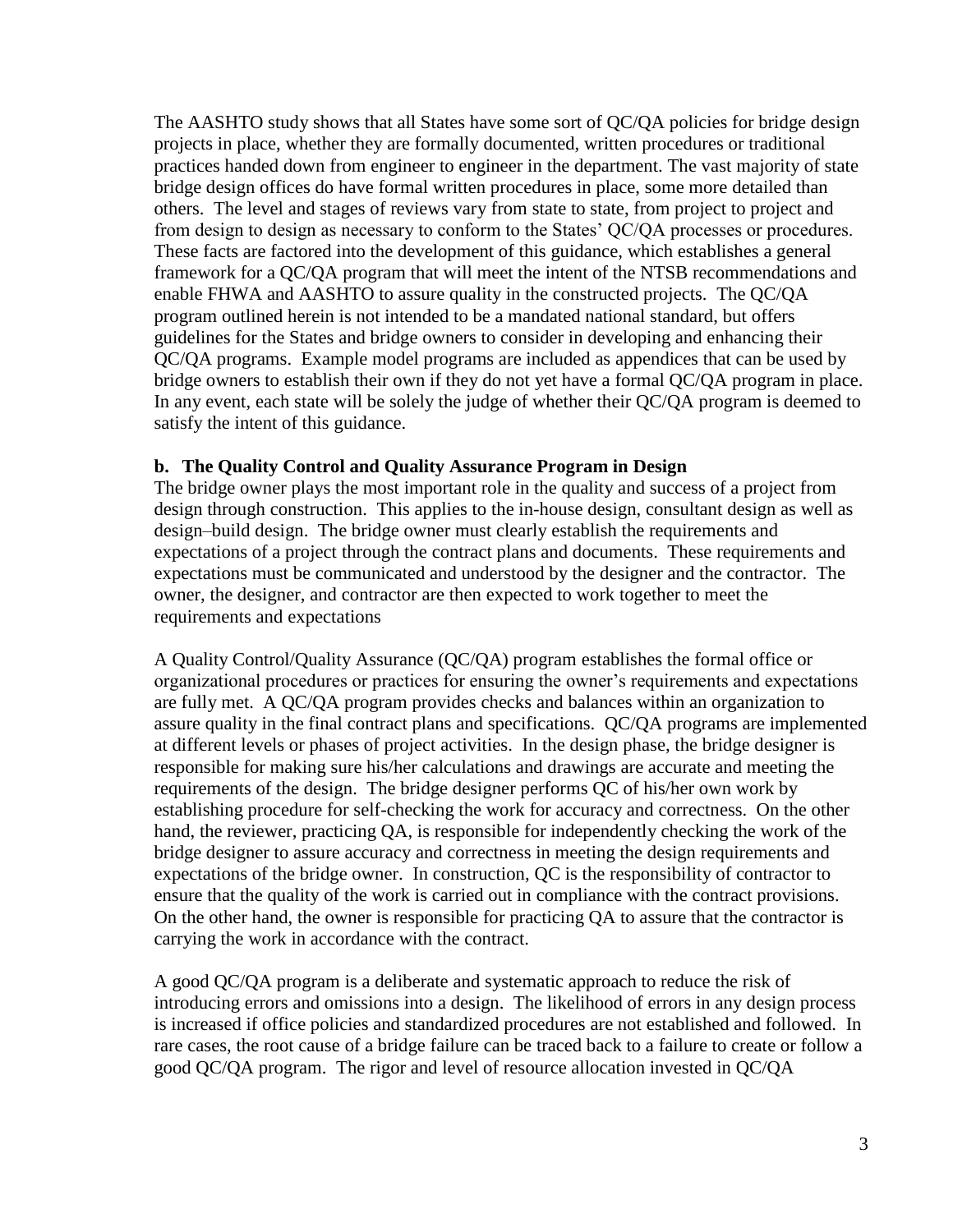The AASHTO study shows that all States have some sort of QC/QA policies for bridge design projects in place, whether they are formally documented, written procedures or traditional practices handed down from engineer to engineer in the department. The vast majority of state bridge design offices do have formal written procedures in place, some more detailed than others. The level and stages of reviews vary from state to state, from project to project and from design to design as necessary to conform to the States' QC/QA processes or procedures. These facts are factored into the development of this guidance, which establishes a general framework for a QC/QA program that will meet the intent of the NTSB recommendations and enable FHWA and AASHTO to assure quality in the constructed projects. The QC/QA program outlined herein is not intended to be a mandated national standard, but offers guidelines for the States and bridge owners to consider in developing and enhancing their QC/QA programs. Example model programs are included as appendices that can be used by bridge owners to establish their own if they do not yet have a formal QC/QA program in place. In any event, each state will be solely the judge of whether their QC/QA program is deemed to satisfy the intent of this guidance.

**b. The Quality Control and Quality Assurance Program in Design**

The bridge owner plays the most important role in the quality and success of a project from design through construction. This applies to the in-house design, consultant design as well as design–build design. The bridge owner must clearly establish the requirements and expectations of a project through the contract plans and documents. These requirements and expectations must be communicated and understood by the designer and the contractor. The owner, the designer, and contractor are then expected to work together to meet the requirements and expectations

A Quality Control/Quality Assurance (QC/QA) program establishes the formal office or organizational procedures or practices for ensuring the owner's requirements and expectations are fully met. A QC/QA program provides checks and balances within an organization to assure quality in the final contract plans and specifications. QC/QA programs are implemented at different levels or phases of project activities. In the design phase, the bridge designer is responsible for making sure his/her calculations and drawings are accurate and meeting the requirements of the design. The bridge designer performs QC of his/her own work by establishing procedure for self-checking the work for accuracy and correctness. On the other hand, the reviewer, practicing QA, is responsible for independently checking the work of the bridge designer to assure accuracy and correctness in meeting the design requirements and expectations of the bridge owner. In construction, QC is the responsibility of contractor to ensure that the quality of the work is carried out in compliance with the contract provisions. On the other hand, the owner is responsible for practicing QA to assure that the contractor is carrying the work in accordance with the contract.

A good QC/QA program is a deliberate and systematic approach to reduce the risk of introducing errors and omissions into a design. The likelihood of errors in any design process is increased if office policies and standardized procedures are not established and followed. In rare cases, the root cause of a bridge failure can be traced back to a failure to create or follow a good QC/QA program. The rigor and level of resource allocation invested in QC/QA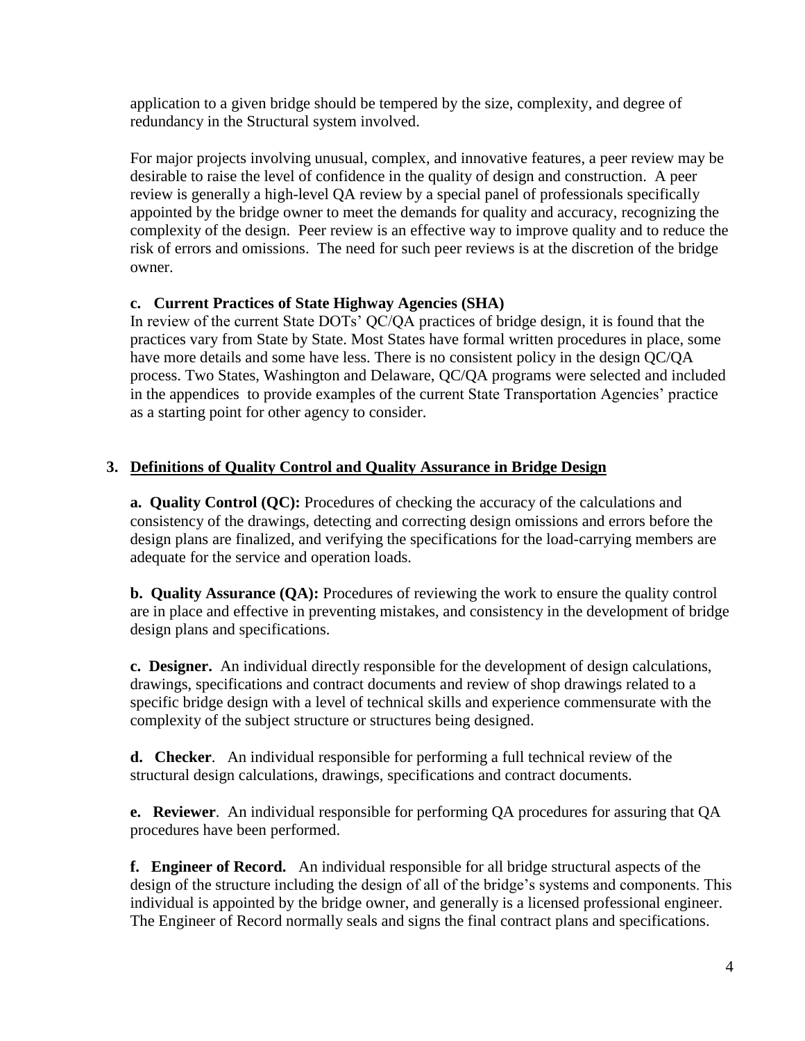application to a given bridge should be tempered by the size, complexity, and degree of redundancy in the Structural system involved.

For major projects involving unusual, complex, and innovative features, a peer review may be desirable to raise the level of confidence in the quality of design and construction. A peer review is generally a high-level QA review by a special panel of professionals specifically appointed by the bridge owner to meet the demands for quality and accuracy, recognizing the complexity of the design. Peer review is an effective way to improve quality and to reduce the risk of errors and omissions. The need for such peer reviews is at the discretion of the bridge owner.

**c. Current Practices of State Highway Agencies (SHA)**

In review of the current State DOTs' QC/QA practices of bridge design, it is found that the practices vary from State by State. Most States have formal written procedures in place, some have more details and some have less. There is no consistent policy in the design QC/QA process. Two States, Washington and Delaware, QC/QA programs were selected and included in the appendices to provide examples of the current State Transportation Agencies' practice as a starting point for other agency to consider.

## 3. Definitions of Quality Control and Quality Assurance in Bridge Design

**a. Quality Control (QC):** Procedures of checking the accuracy of the calculations and consistency of the drawings, detecting and correcting design omissions and errors before the design plans are finalized, and verifying the specifications for the load-carrying members are adequate for the service and operation loads.

**b. Quality Assurance (QA):** Procedures of reviewing the work to ensure the quality control are in place and effective in preventing mistakes, and consistency in the development of bridge design plans and specifications.

**c. Designer.** An individual directly responsible for the development of design calculations, drawings, specifications and contract documents and review of shop drawings related to a specific bridge design with a level of technical skills and experience commensurate with the complexity of the subject structure or structures being designed.

**d. Checker**. An individual responsible for performing a full technical review of the structural design calculations, drawings, specifications and contract documents.

**e. Reviewer**. An individual responsible for performing QA procedures for assuring that QA procedures have been performed.

**f. Engineer of Record.** An individual responsible for all bridge structural aspects of the design of the structure including the design of all of the bridge's systems and components. This individual is appointed by the bridge owner, and generally is a licensed professional engineer. The Engineer of Record normally seals and signs the final contract plans and specifications.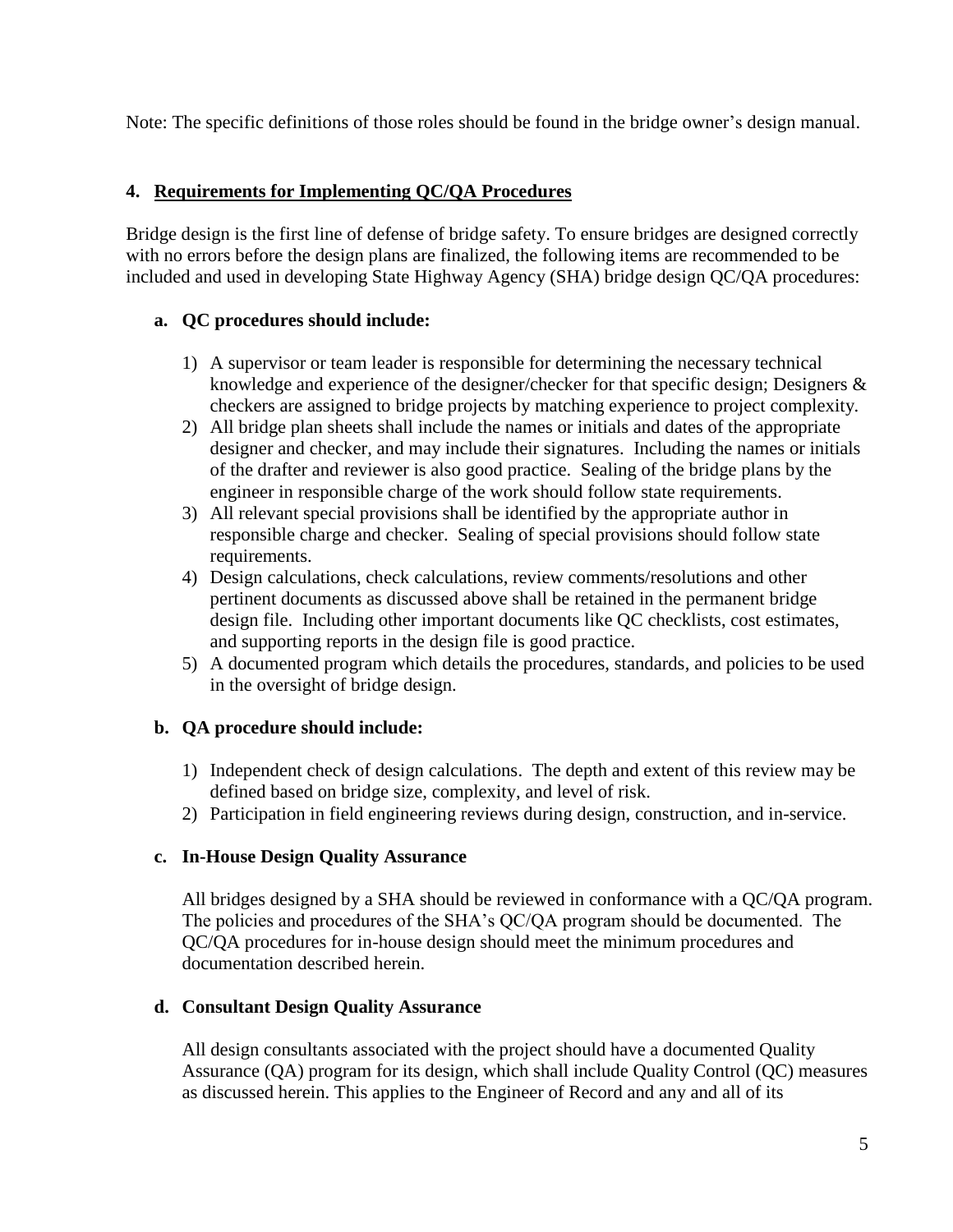Note: The specific definitions of those roles should be found in the bridge owner's design manual.

## 4. Requirements for Implementing QC/QA Procedures

Bridge design is the first line of defense of bridge safety. To ensure bridges are designed correctly with no errors before the design plans are finalized, the following items are recommended to be included and used in developing State Highway Agency (SHA) bridge design QC/QA procedures:

### a. QC procedures should include:

1) A supervisor or team leader is responsible for determining the necessary technical knowledge and experience of the designer/checker for that specific design; Designers & checkers are assigned to bridge projects by matching experience to project complexity.
2) All bridge plan sheets shall include the names or initials and dates of the appropriate designer and checker, and may include their signatures. Including the names or initials of the drafter and reviewer is also good practice. Sealing of the bridge plans by the engineer in responsible charge of the work should follow state requirements.
3) All relevant special provisions shall be identified by the appropriate author in responsible charge and checker. Sealing of special provisions should follow state requirements.
4) Design calculations, check calculations, review comments/resolutions and other pertinent documents as discussed above shall be retained in the permanent bridge design file. Including other important documents like QC checklists, cost estimates, and supporting reports in the design file is good practice.
5) A documented program which details the procedures, standards, and policies to be used in the oversight of bridge design.

### b. QA procedure should include:

1) Independent check of design calculations. The depth and extent of this review may be defined based on bridge size, complexity, and level of risk.
2) Participation in field engineering reviews during design, construction, and in-service.

### c. In-House Design Quality Assurance

All bridges designed by a SHA should be reviewed in conformance with a QC/QA program. The policies and procedures of the SHA's QC/QA program should be documented. The QC/QA procedures for in-house design should meet the minimum procedures and documentation described herein.

### d. Consultant Design Quality Assurance

All design consultants associated with the project should have a documented Quality Assurance (QA) program for its design, which shall include Quality Control (QC) measures as discussed herein. This applies to the Engineer of Record and any and all of its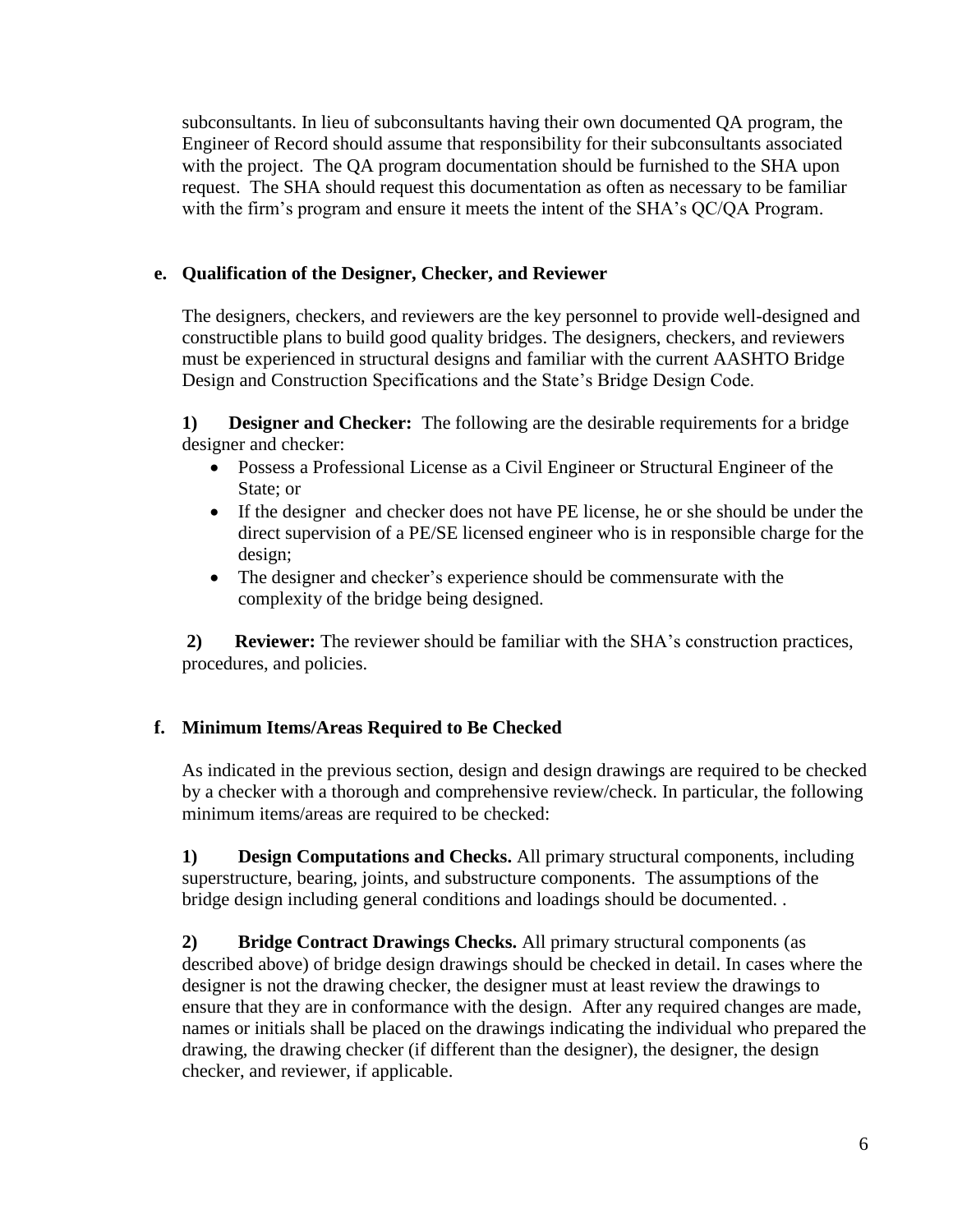subconsultants. In lieu of subconsultants having their own documented QA program, the Engineer of Record should assume that responsibility for their subconsultants associated with the project. The QA program documentation should be furnished to the SHA upon request. The SHA should request this documentation as often as necessary to be familiar with the firm's program and ensure it meets the intent of the SHA's QC/QA Program.

### e. Qualification of the Designer, Checker, and Reviewer

The designers, checkers, and reviewers are the key personnel to provide well-designed and constructible plans to build good quality bridges. The designers, checkers, and reviewers must be experienced in structural designs and familiar with the current AASHTO Bridge Design and Construction Specifications and the State's Bridge Design Code.

**1) Designer and Checker:** The following are the desirable requirements for a bridge designer and checker:

- Possess a Professional License as a Civil Engineer or Structural Engineer of the State; or
- If the designer and checker does not have PE license, he or she should be under the direct supervision of a PE/SE licensed engineer who is in responsible charge for the design;
- The designer and checker's experience should be commensurate with the complexity of the bridge being designed.

**2) Reviewer:** The reviewer should be familiar with the SHA's construction practices, procedures, and policies.

### f. Minimum Items/Areas Required to Be Checked

As indicated in the previous section, design and design drawings are required to be checked by a checker with a thorough and comprehensive review/check. In particular, the following minimum items/areas are required to be checked:

**1) Design Computations and Checks.** All primary structural components, including superstructure, bearing, joints, and substructure components. The assumptions of the bridge design including general conditions and loadings should be documented. .

**2) Bridge Contract Drawings Checks.** All primary structural components (as described above) of bridge design drawings should be checked in detail. In cases where the designer is not the drawing checker, the designer must at least review the drawings to ensure that they are in conformance with the design. After any required changes are made, names or initials shall be placed on the drawings indicating the individual who prepared the drawing, the drawing checker (if different than the designer), the designer, the design checker, and reviewer, if applicable.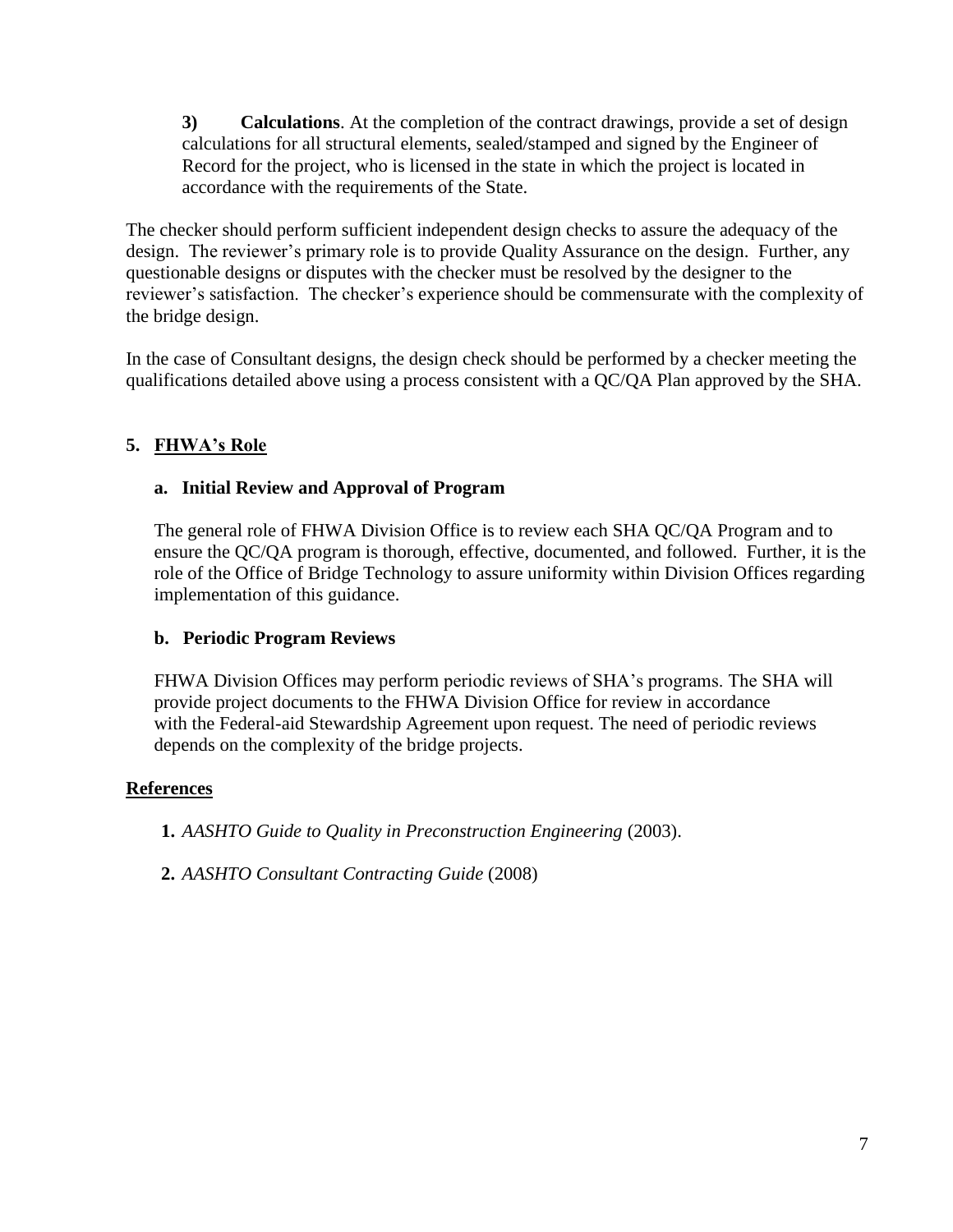**3) Calculations**. At the completion of the contract drawings, provide a set of design calculations for all structural elements, sealed/stamped and signed by the Engineer of Record for the project, who is licensed in the state in which the project is located in accordance with the requirements of the State.

The checker should perform sufficient independent design checks to assure the adequacy of the design. The reviewer's primary role is to provide Quality Assurance on the design. Further, any questionable designs or disputes with the checker must be resolved by the designer to the reviewer's satisfaction. The checker's experience should be commensurate with the complexity of the bridge design.

In the case of Consultant designs, the design check should be performed by a checker meeting the qualifications detailed above using a process consistent with a QC/QA Plan approved by the SHA.

## 5. FHWA's Role

### a. Initial Review and Approval of Program

The general role of FHWA Division Office is to review each SHA QC/QA Program and to ensure the QC/QA program is thorough, effective, documented, and followed. Further, it is the role of the Office of Bridge Technology to assure uniformity within Division Offices regarding implementation of this guidance.

### b. Periodic Program Reviews

FHWA Division Offices may perform periodic reviews of SHA's programs. The SHA will provide project documents to the FHWA Division Office for review in accordance with the Federal-aid Stewardship Agreement upon request. The need of periodic reviews depends on the complexity of the bridge projects.

## References

1. *AASHTO Guide to Quality in Preconstruction Engineering* (2003).
2. *AASHTO Consultant Contracting Guide* (2008)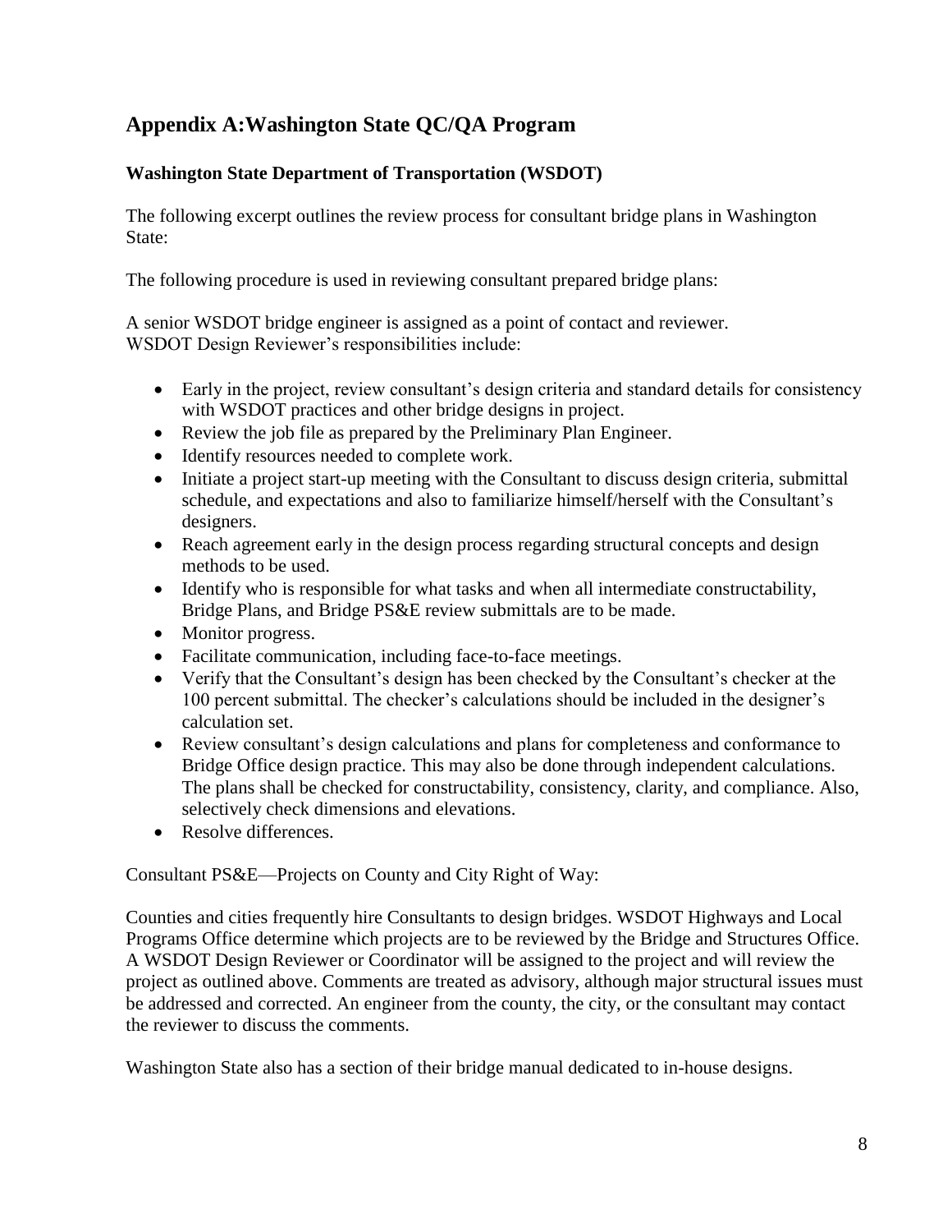## Appendix A:Washington State QC/QA Program

### Washington State Department of Transportation (WSDOT)

The following excerpt outlines the review process for consultant bridge plans in Washington State:

The following procedure is used in reviewing consultant prepared bridge plans:

A senior WSDOT bridge engineer is assigned as a point of contact and reviewer.
WSDOT Design Reviewer's responsibilities include:

- Early in the project, review consultant's design criteria and standard details for consistency with WSDOT practices and other bridge designs in project.
- Review the job file as prepared by the Preliminary Plan Engineer.
- Identify resources needed to complete work.
- Initiate a project start-up meeting with the Consultant to discuss design criteria, submittal schedule, and expectations and also to familiarize himself/herself with the Consultant's designers.
- Reach agreement early in the design process regarding structural concepts and design methods to be used.
- Identify who is responsible for what tasks and when all intermediate constructability, Bridge Plans, and Bridge PS&E review submittals are to be made.
- Monitor progress.
- Facilitate communication, including face-to-face meetings.
- Verify that the Consultant's design has been checked by the Consultant's checker at the 100 percent submittal. The checker's calculations should be included in the designer's calculation set.
- Review consultant's design calculations and plans for completeness and conformance to Bridge Office design practice. This may also be done through independent calculations. The plans shall be checked for constructability, consistency, clarity, and compliance. Also, selectively check dimensions and elevations.
- Resolve differences.

Consultant PS&E—Projects on County and City Right of Way:

Counties and cities frequently hire Consultants to design bridges. WSDOT Highways and Local Programs Office determine which projects are to be reviewed by the Bridge and Structures Office. A WSDOT Design Reviewer or Coordinator will be assigned to the project and will review the project as outlined above. Comments are treated as advisory, although major structural issues must be addressed and corrected. An engineer from the county, the city, or the consultant may contact the reviewer to discuss the comments.

Washington State also has a section of their bridge manual dedicated to in-house designs.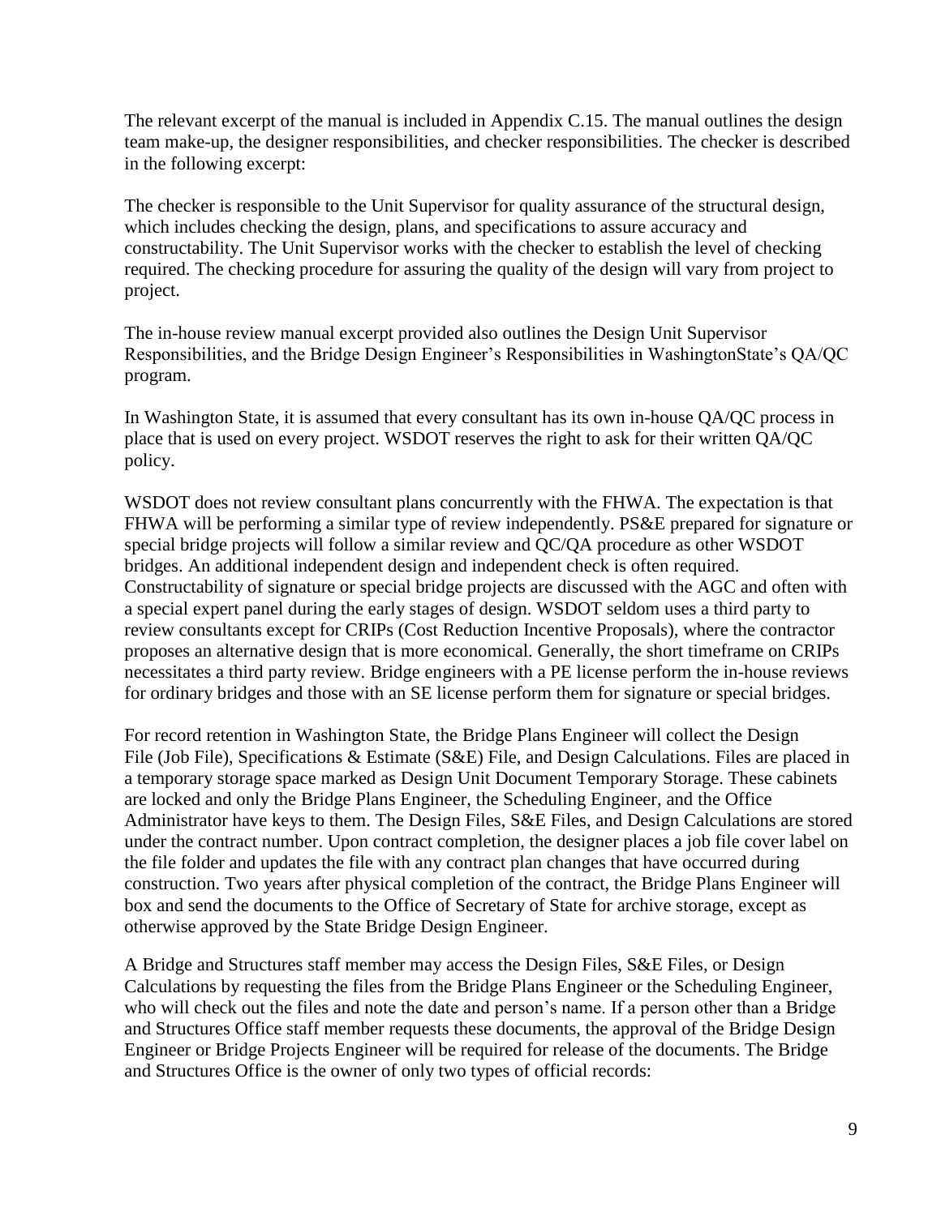The relevant excerpt of the manual is included in Appendix C.15. The manual outlines the design team make-up, the designer responsibilities, and checker responsibilities. The checker is described in the following excerpt:

The checker is responsible to the Unit Supervisor for quality assurance of the structural design, which includes checking the design, plans, and specifications to assure accuracy and constructability. The Unit Supervisor works with the checker to establish the level of checking required. The checking procedure for assuring the quality of the design will vary from project to project.

The in-house review manual excerpt provided also outlines the Design Unit Supervisor Responsibilities, and the Bridge Design Engineer's Responsibilities in WashingtonState's QA/QC program.

In Washington State, it is assumed that every consultant has its own in-house QA/QC process in place that is used on every project. WSDOT reserves the right to ask for their written QA/QC policy.

WSDOT does not review consultant plans concurrently with the FHWA. The expectation is that FHWA will be performing a similar type of review independently. PS&E prepared for signature or special bridge projects will follow a similar review and QC/QA procedure as other WSDOT bridges. An additional independent design and independent check is often required. Constructability of signature or special bridge projects are discussed with the AGC and often with a special expert panel during the early stages of design. WSDOT seldom uses a third party to review consultants except for CRIPs (Cost Reduction Incentive Proposals), where the contractor proposes an alternative design that is more economical. Generally, the short timeframe on CRIPs necessitates a third party review. Bridge engineers with a PE license perform the in-house reviews for ordinary bridges and those with an SE license perform them for signature or special bridges.

For record retention in Washington State, the Bridge Plans Engineer will collect the Design File (Job File), Specifications & Estimate (S&E) File, and Design Calculations. Files are placed in a temporary storage space marked as Design Unit Document Temporary Storage. These cabinets are locked and only the Bridge Plans Engineer, the Scheduling Engineer, and the Office Administrator have keys to them. The Design Files, S&E Files, and Design Calculations are stored under the contract number. Upon contract completion, the designer places a job file cover label on the file folder and updates the file with any contract plan changes that have occurred during construction. Two years after physical completion of the contract, the Bridge Plans Engineer will box and send the documents to the Office of Secretary of State for archive storage, except as otherwise approved by the State Bridge Design Engineer.

A Bridge and Structures staff member may access the Design Files, S&E Files, or Design Calculations by requesting the files from the Bridge Plans Engineer or the Scheduling Engineer, who will check out the files and note the date and person's name. If a person other than a Bridge and Structures Office staff member requests these documents, the approval of the Bridge Design Engineer or Bridge Projects Engineer will be required for release of the documents. The Bridge and Structures Office is the owner of only two types of official records: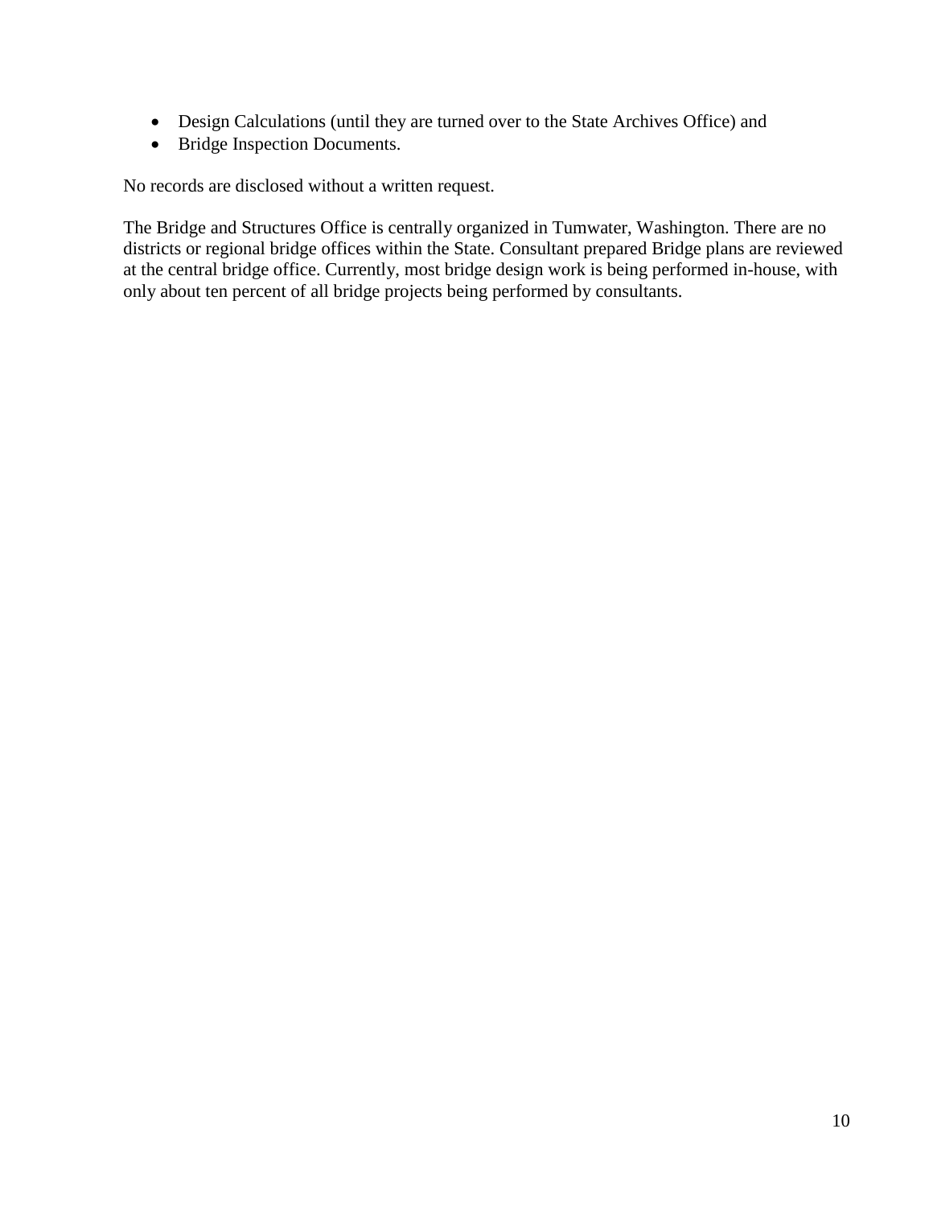- Design Calculations (until they are turned over to the State Archives Office) and
- Bridge Inspection Documents.

No records are disclosed without a written request.

The Bridge and Structures Office is centrally organized in Tumwater, Washington. There are no districts or regional bridge offices within the State. Consultant prepared Bridge plans are reviewed at the central bridge office. Currently, most bridge design work is being performed in-house, with only about ten percent of all bridge projects being performed by consultants.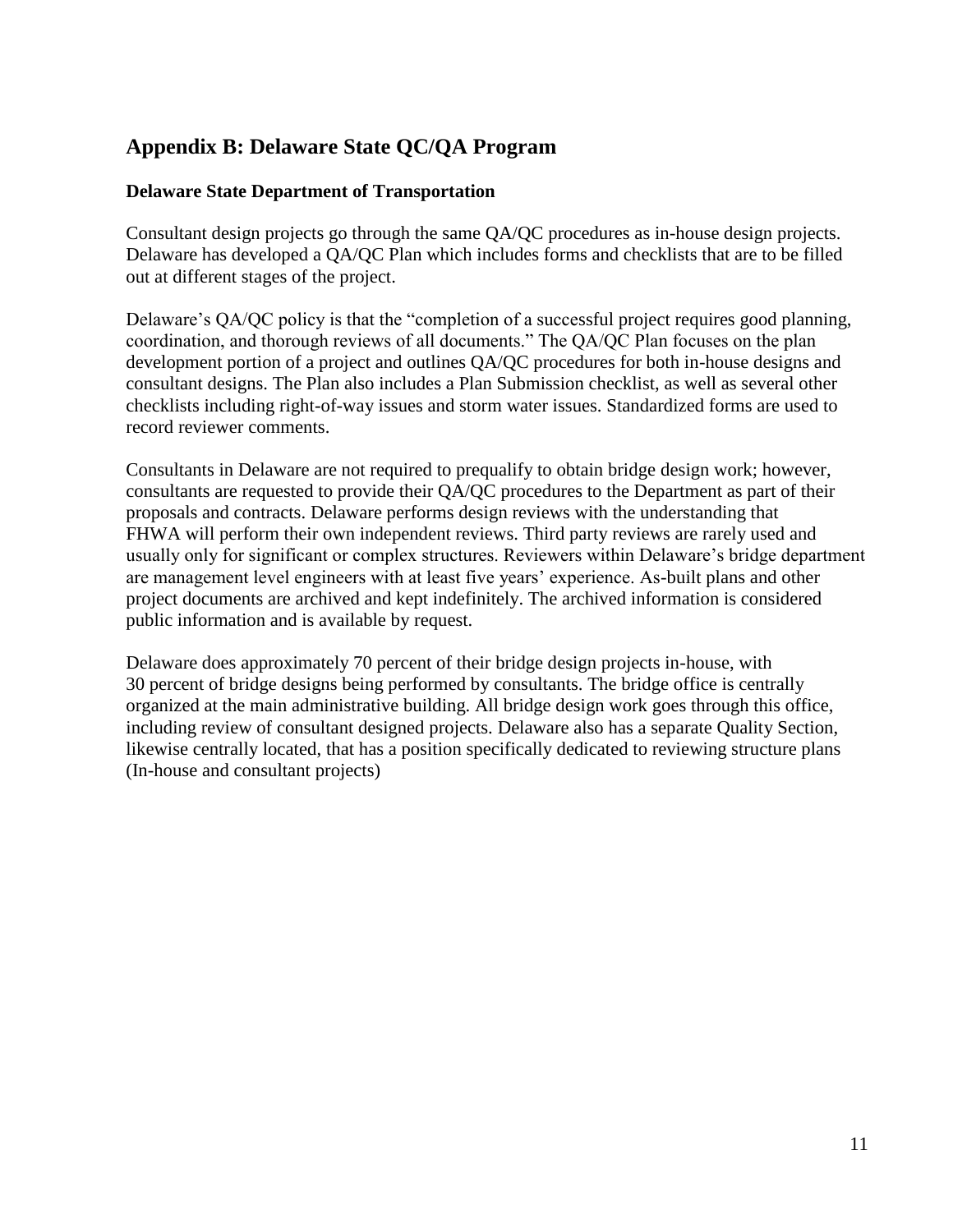## Appendix B: Delaware State QC/QA Program

### Delaware State Department of Transportation

Consultant design projects go through the same QA/QC procedures as in-house design projects. Delaware has developed a QA/QC Plan which includes forms and checklists that are to be filled out at different stages of the project.

Delaware's QA/QC policy is that the "completion of a successful project requires good planning, coordination, and thorough reviews of all documents." The QA/QC Plan focuses on the plan development portion of a project and outlines QA/QC procedures for both in-house designs and consultant designs. The Plan also includes a Plan Submission checklist, as well as several other checklists including right-of-way issues and storm water issues. Standardized forms are used to record reviewer comments.

Consultants in Delaware are not required to prequalify to obtain bridge design work; however, consultants are requested to provide their QA/QC procedures to the Department as part of their proposals and contracts. Delaware performs design reviews with the understanding that FHWA will perform their own independent reviews. Third party reviews are rarely used and usually only for significant or complex structures. Reviewers within Delaware's bridge department are management level engineers with at least five years' experience. As-built plans and other project documents are archived and kept indefinitely. The archived information is considered public information and is available by request.

Delaware does approximately 70 percent of their bridge design projects in-house, with 30 percent of bridge designs being performed by consultants. The bridge office is centrally organized at the main administrative building. All bridge design work goes through this office, including review of consultant designed projects. Delaware also has a separate Quality Section, likewise centrally located, that has a position specifically dedicated to reviewing structure plans (In-house and consultant projects)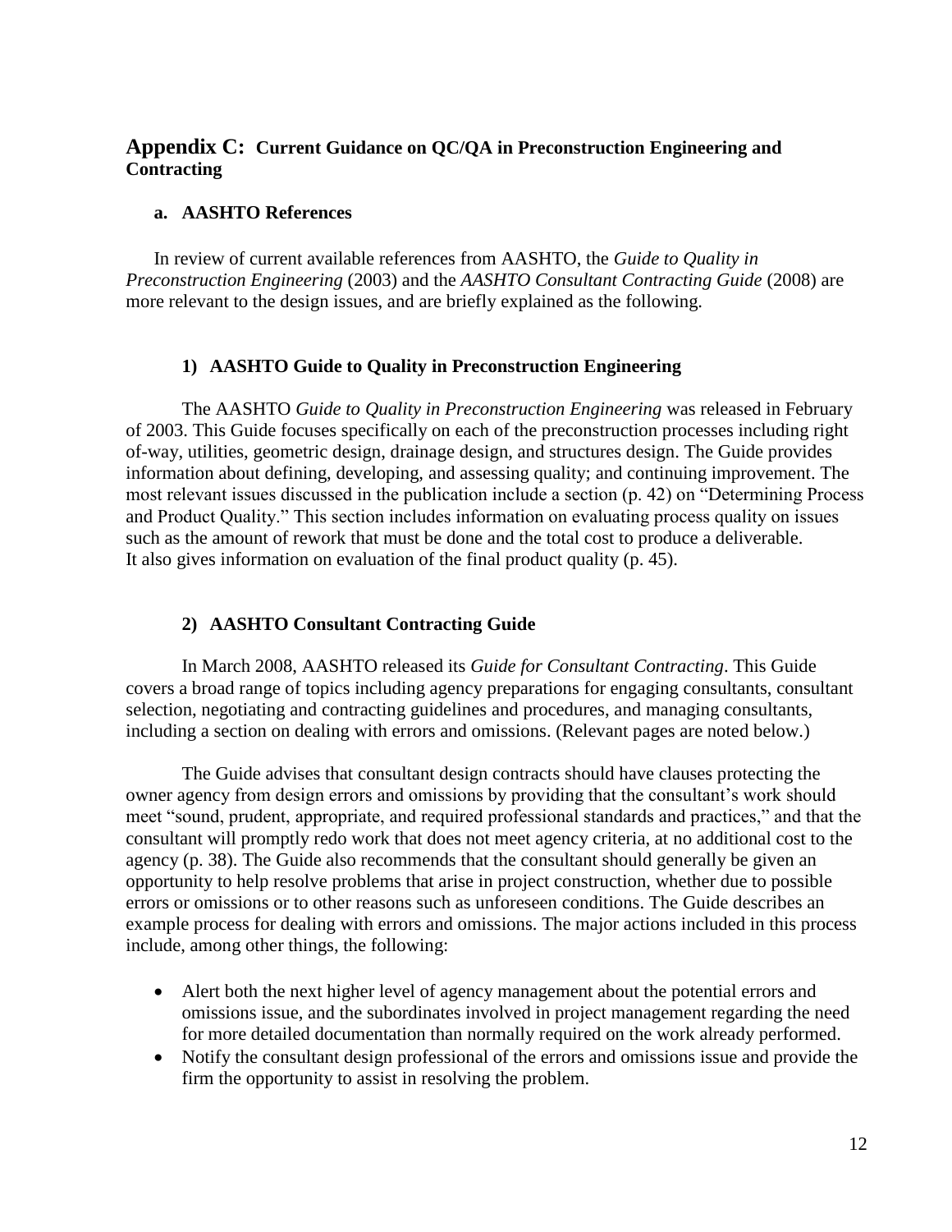## Appendix C: Current Guidance on QC/QA in Preconstruction Engineering and Contracting

### a. AASHTO References

In review of current available references from AASHTO, the *Guide to Quality in Preconstruction Engineering* (2003) and the *AASHTO Consultant Contracting Guide* (2008) are more relevant to the design issues, and are briefly explained as the following.

#### 1) AASHTO Guide to Quality in Preconstruction Engineering

The AASHTO *Guide to Quality in Preconstruction Engineering* was released in February of 2003. This Guide focuses specifically on each of the preconstruction processes including right of-way, utilities, geometric design, drainage design, and structures design. The Guide provides information about defining, developing, and assessing quality; and continuing improvement. The most relevant issues discussed in the publication include a section (p. 42) on "Determining Process and Product Quality." This section includes information on evaluating process quality on issues such as the amount of rework that must be done and the total cost to produce a deliverable. It also gives information on evaluation of the final product quality (p. 45).

#### 2) AASHTO Consultant Contracting Guide

In March 2008, AASHTO released its *Guide for Consultant Contracting*. This Guide covers a broad range of topics including agency preparations for engaging consultants, consultant selection, negotiating and contracting guidelines and procedures, and managing consultants, including a section on dealing with errors and omissions. (Relevant pages are noted below.)

The Guide advises that consultant design contracts should have clauses protecting the owner agency from design errors and omissions by providing that the consultant's work should meet "sound, prudent, appropriate, and required professional standards and practices," and that the consultant will promptly redo work that does not meet agency criteria, at no additional cost to the agency (p. 38). The Guide also recommends that the consultant should generally be given an opportunity to help resolve problems that arise in project construction, whether due to possible errors or omissions or to other reasons such as unforeseen conditions. The Guide describes an example process for dealing with errors and omissions. The major actions included in this process include, among other things, the following:

- Alert both the next higher level of agency management about the potential errors and omissions issue, and the subordinates involved in project management regarding the need for more detailed documentation than normally required on the work already performed.
- Notify the consultant design professional of the errors and omissions issue and provide the firm the opportunity to assist in resolving the problem.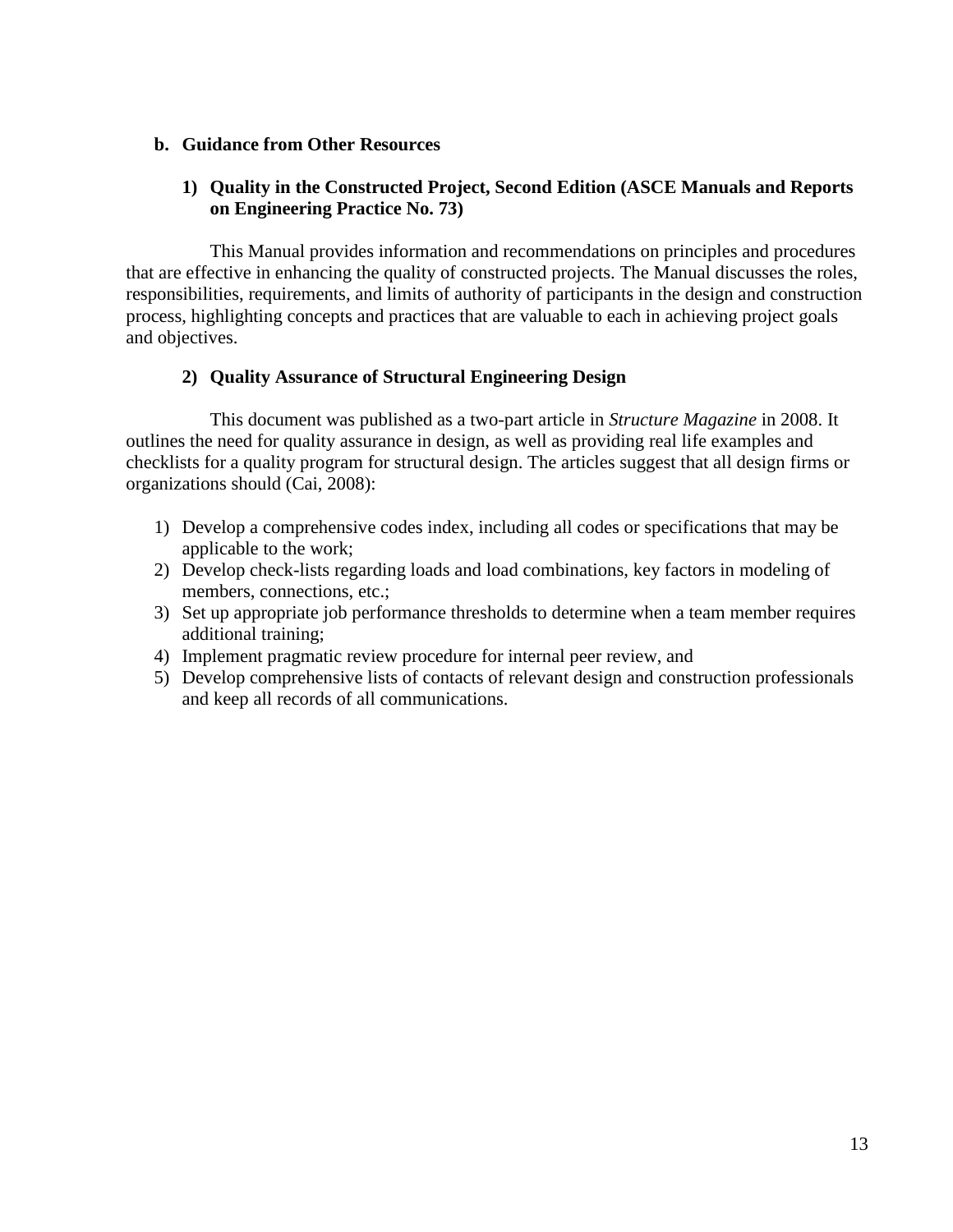## b. Guidance from Other Resources

### 1) Quality in the Constructed Project, Second Edition (ASCE Manuals and Reports on Engineering Practice No. 73)

This Manual provides information and recommendations on principles and procedures that are effective in enhancing the quality of constructed projects. The Manual discusses the roles, responsibilities, requirements, and limits of authority of participants in the design and construction process, highlighting concepts and practices that are valuable to each in achieving project goals and objectives.

### 2) Quality Assurance of Structural Engineering Design

This document was published as a two-part article in *Structure Magazine* in 2008. It outlines the need for quality assurance in design, as well as providing real life examples and checklists for a quality program for structural design. The articles suggest that all design firms or organizations should (Cai, 2008):

1) Develop a comprehensive codes index, including all codes or specifications that may be applicable to the work;
2) Develop check-lists regarding loads and load combinations, key factors in modeling of members, connections, etc.;
3) Set up appropriate job performance thresholds to determine when a team member requires additional training;
4) Implement pragmatic review procedure for internal peer review, and
5) Develop comprehensive lists of contacts of relevant design and construction professionals and keep all records of all communications.